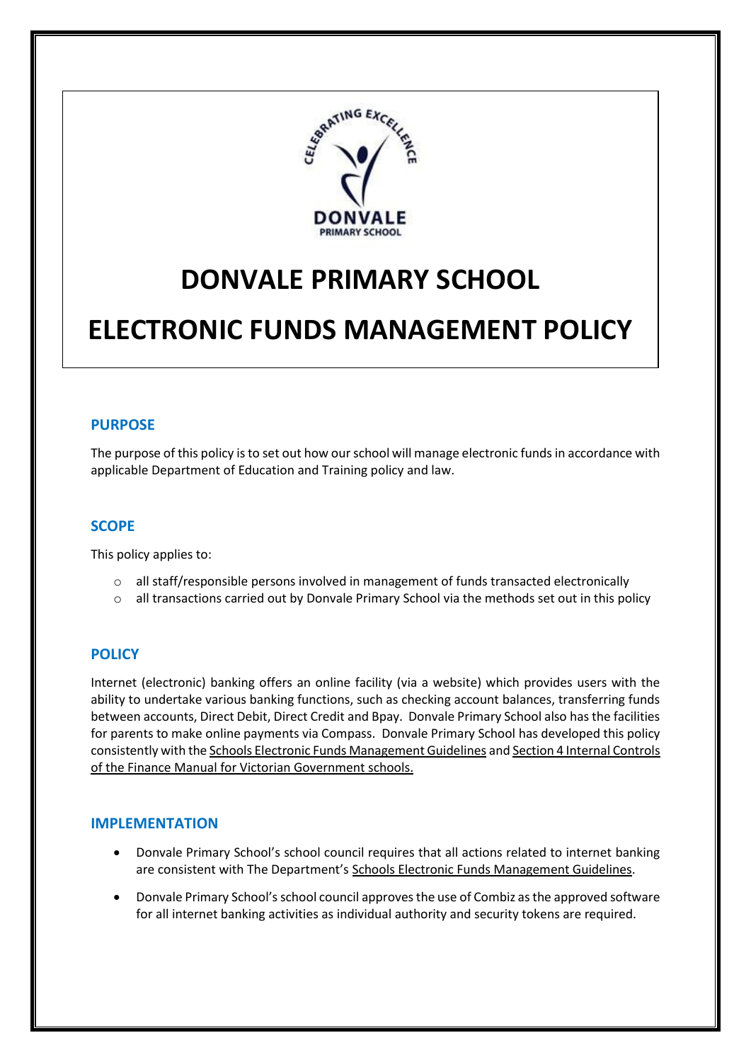# DONVALE PRIMARY SCHOOL

# ELECTRONIC FUNDS MANAGEMENT POLICY

## PURPOSE

The purpose of this policy is to set out how our school will manage electronic funds in accordance with applicable Department of Education and Training policy and law.

## SCOPE

This policy applies to:

- all staff/responsible persons involved in management of funds transacted electronically
- all transactions carried out by Donvale Primary School via the methods set out in this policy

## POLICY

Internet (electronic) banking offers an online facility (via a website) which provides users with the ability to undertake various banking functions, such as checking account balances, transferring funds between accounts, Direct Debit, Direct Credit and Bpay. Donvale Primary School also has the facilities for parents to make online payments via Compass. Donvale Primary School has developed this policy consistently with the Schools Electronic Funds Management Guidelines and Section 4 Internal Controls of the Finance Manual for Victorian Government schools.

## IMPLEMENTATION

- Donvale Primary School's school council requires that all actions related to internet banking are consistent with The Department's Schools Electronic Funds Management Guidelines.
- Donvale Primary School's school council approves the use of Combiz as the approved software for all internet banking activities as individual authority and security tokens are required.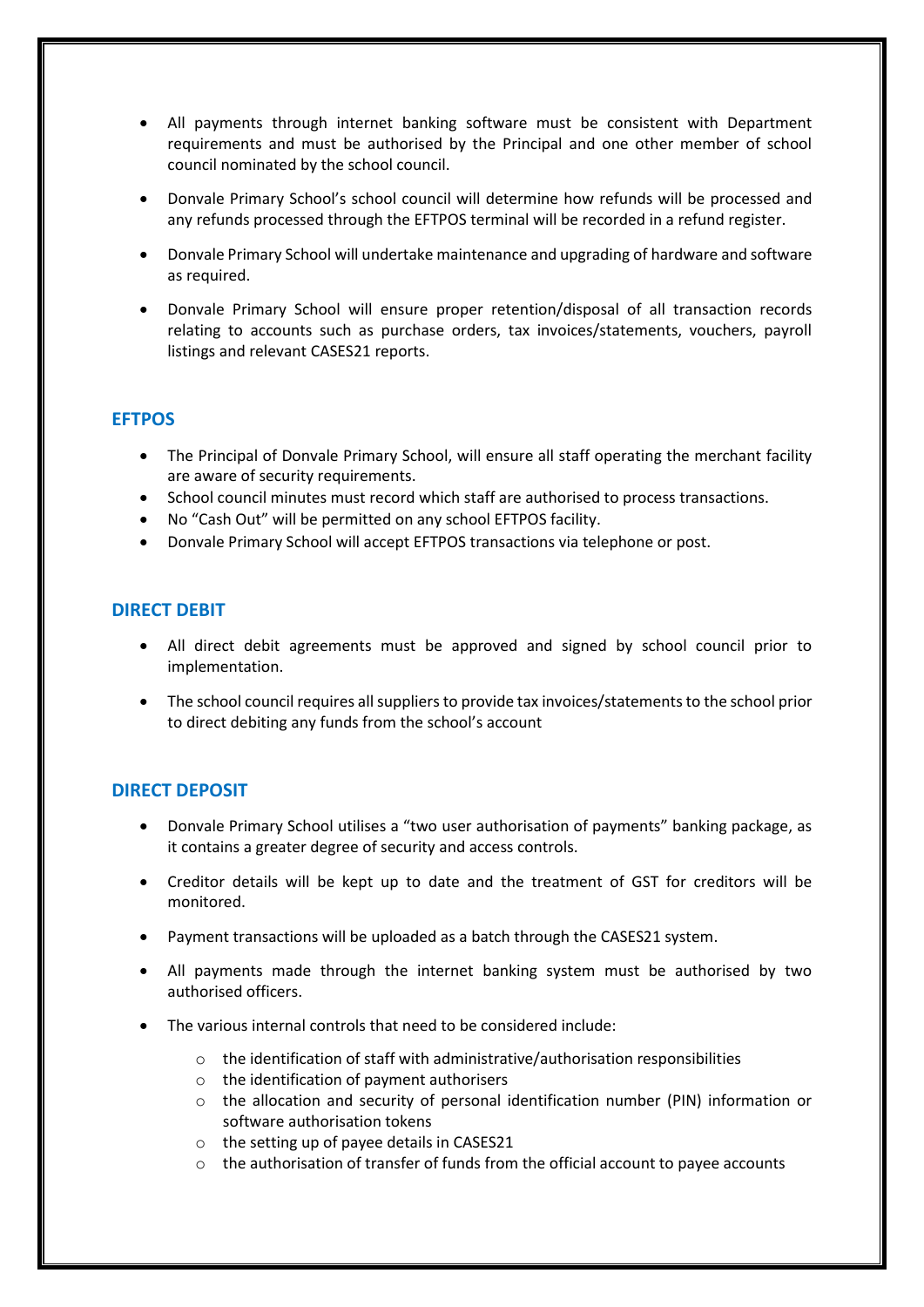- All payments through internet banking software must be consistent with Department requirements and must be authorised by the Principal and one other member of school council nominated by the school council.

- Donvale Primary School's school council will determine how refunds will be processed and any refunds processed through the EFTPOS terminal will be recorded in a refund register.

- Donvale Primary School will undertake maintenance and upgrading of hardware and software as required.

- Donvale Primary School will ensure proper retention/disposal of all transaction records relating to accounts such as purchase orders, tax invoices/statements, vouchers, payroll listings and relevant CASES21 reports.

## EFTPOS

- The Principal of Donvale Primary School, will ensure all staff operating the merchant facility are aware of security requirements.
- School council minutes must record which staff are authorised to process transactions.
- No "Cash Out" will be permitted on any school EFTPOS facility.
- Donvale Primary School will accept EFTPOS transactions via telephone or post.

## DIRECT DEBIT

- All direct debit agreements must be approved and signed by school council prior to implementation.

- The school council requires all suppliers to provide tax invoices/statements to the school prior to direct debiting any funds from the school's account

## DIRECT DEPOSIT

- Donvale Primary School utilises a "two user authorisation of payments" banking package, as it contains a greater degree of security and access controls.

- Creditor details will be kept up to date and the treatment of GST for creditors will be monitored.

- Payment transactions will be uploaded as a batch through the CASES21 system.

- All payments made through the internet banking system must be authorised by two authorised officers.

- The various internal controls that need to be considered include:
  - the identification of staff with administrative/authorisation responsibilities
  - the identification of payment authorisers
  - the allocation and security of personal identification number (PIN) information or software authorisation tokens
  - the setting up of payee details in CASES21
  - the authorisation of transfer of funds from the official account to payee accounts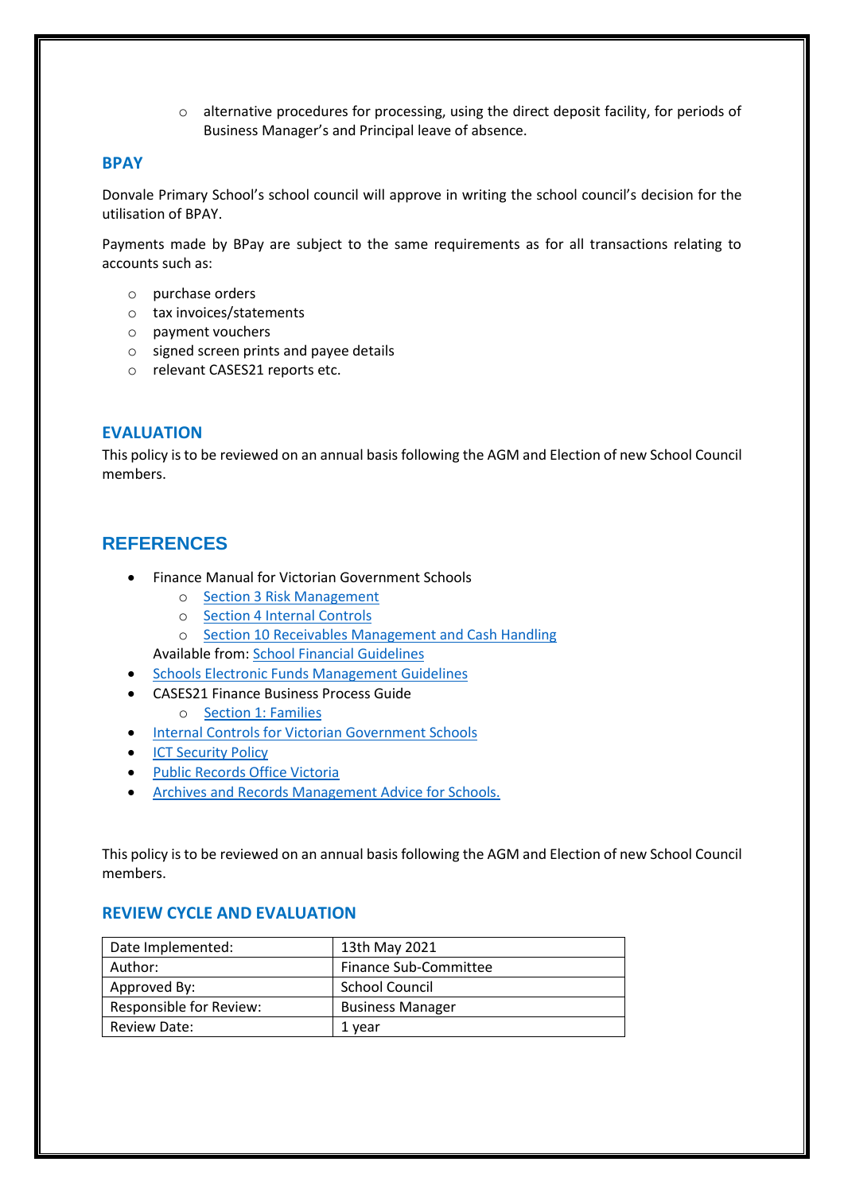- alternative procedures for processing, using the direct deposit facility, for periods of Business Manager's and Principal leave of absence.

## BPAY

Donvale Primary School's school council will approve in writing the school council's decision for the utilisation of BPAY.

Payments made by BPay are subject to the same requirements as for all transactions relating to accounts such as:

- purchase orders
- tax invoices/statements
- payment vouchers
- signed screen prints and payee details
- relevant CASES21 reports etc.

## EVALUATION

This policy is to be reviewed on an annual basis following the AGM and Election of new School Council members.

## REFERENCES

- Finance Manual for Victorian Government Schools
  - Section 3 Risk Management
  - Section 4 Internal Controls
  - Section 10 Receivables Management and Cash Handling

  Available from: School Financial Guidelines
- Schools Electronic Funds Management Guidelines
- CASES21 Finance Business Process Guide
  - Section 1: Families
- Internal Controls for Victorian Government Schools
- ICT Security Policy
- Public Records Office Victoria
- Archives and Records Management Advice for Schools.

This policy is to be reviewed on an annual basis following the AGM and Election of new School Council members.

## REVIEW CYCLE AND EVALUATION

| | |
|---|---|
| Date Implemented: | 13th May 2021 |
| Author: | Finance Sub-Committee |
| Approved By: | School Council |
| Responsible for Review: | Business Manager |
| Review Date: | 1 year |